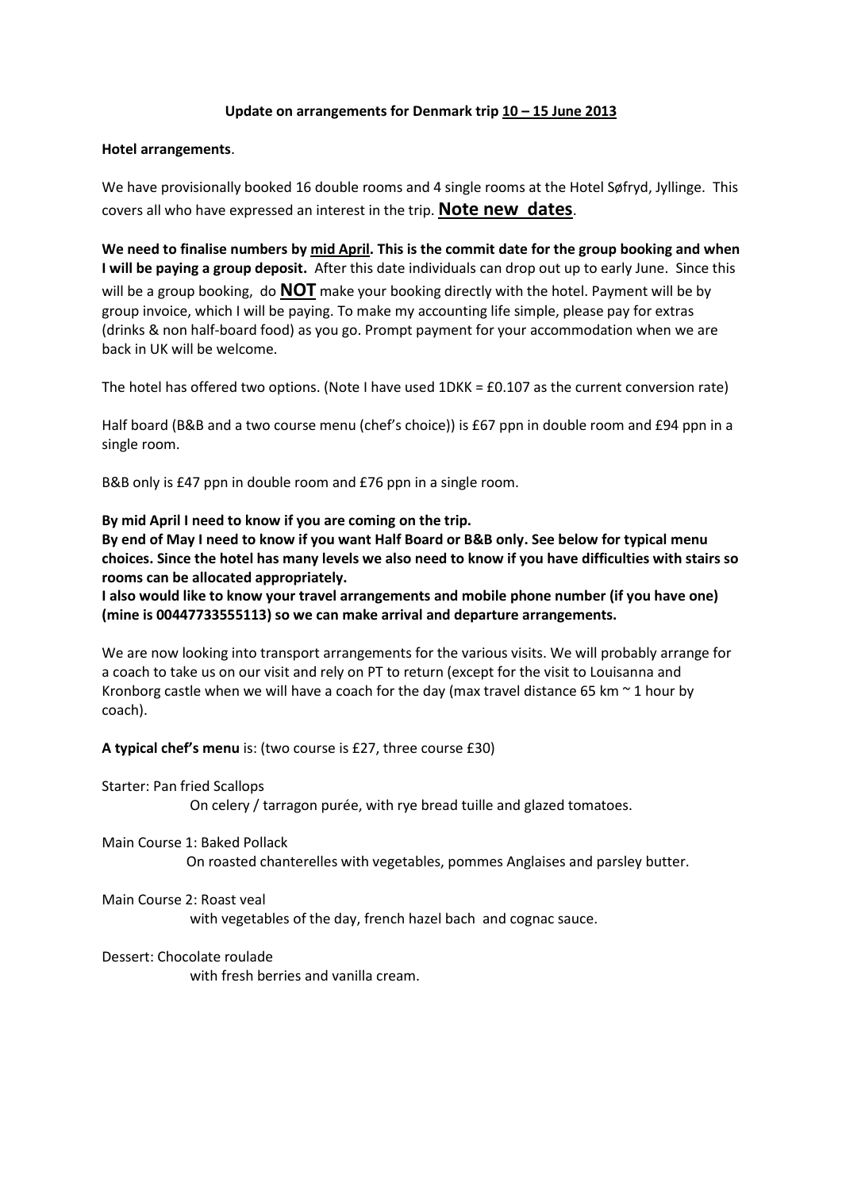## **Update on arrangements for Denmark trip <u>10 – 15 June 2013</u>**

**Hotel arrangements**.

We have provisionally booked 16 double rooms and 4 single rooms at the Hotel Søfryd, Jyllinge. This covers all who have expressed an interest in the trip. **<u>Note new dates</u>**.

**We need to finalise numbers by <u>mid April</u>. This is the commit date for the group booking and when I will be paying a group deposit.** After this date individuals can drop out up to early June. Since this will be a group booking, do **<u>NOT</u>** make your booking directly with the hotel. Payment will be by group invoice, which I will be paying. To make my accounting life simple, please pay for extras (drinks & non half-board food) as you go. Prompt payment for your accommodation when we are back in UK will be welcome.

The hotel has offered two options. (Note I have used 1DKK = £0.107 as the current conversion rate)

Half board (B&B and a two course menu (chef's choice)) is £67 ppn in double room and £94 ppn in a single room.

B&B only is £47 ppn in double room and £76 ppn in a single room.

**By mid April I need to know if you are coming on the trip.**
**By end of May I need to know if you want Half Board or B&B only. See below for typical menu choices. Since the hotel has many levels we also need to know if you have difficulties with stairs so rooms can be allocated appropriately.**
**I also would like to know your travel arrangements and mobile phone number (if you have one) (mine is 00447733555113) so we can make arrival and departure arrangements.**

We are now looking into transport arrangements for the various visits. We will probably arrange for a coach to take us on our visit and rely on PT to return (except for the visit to Louisanna and Kronborg castle when we will have a coach for the day (max travel distance 65 km ~ 1 hour by coach).

**A typical chef's menu** is: (two course is £27, three course £30)

Starter: Pan fried Scallops
On celery / tarragon purée, with rye bread tuille and glazed tomatoes.

Main Course 1: Baked Pollack
On roasted chanterelles with vegetables, pommes Anglaises and parsley butter.

Main Course 2: Roast veal
with vegetables of the day, french hazel bach and cognac sauce.

Dessert: Chocolate roulade
with fresh berries and vanilla cream.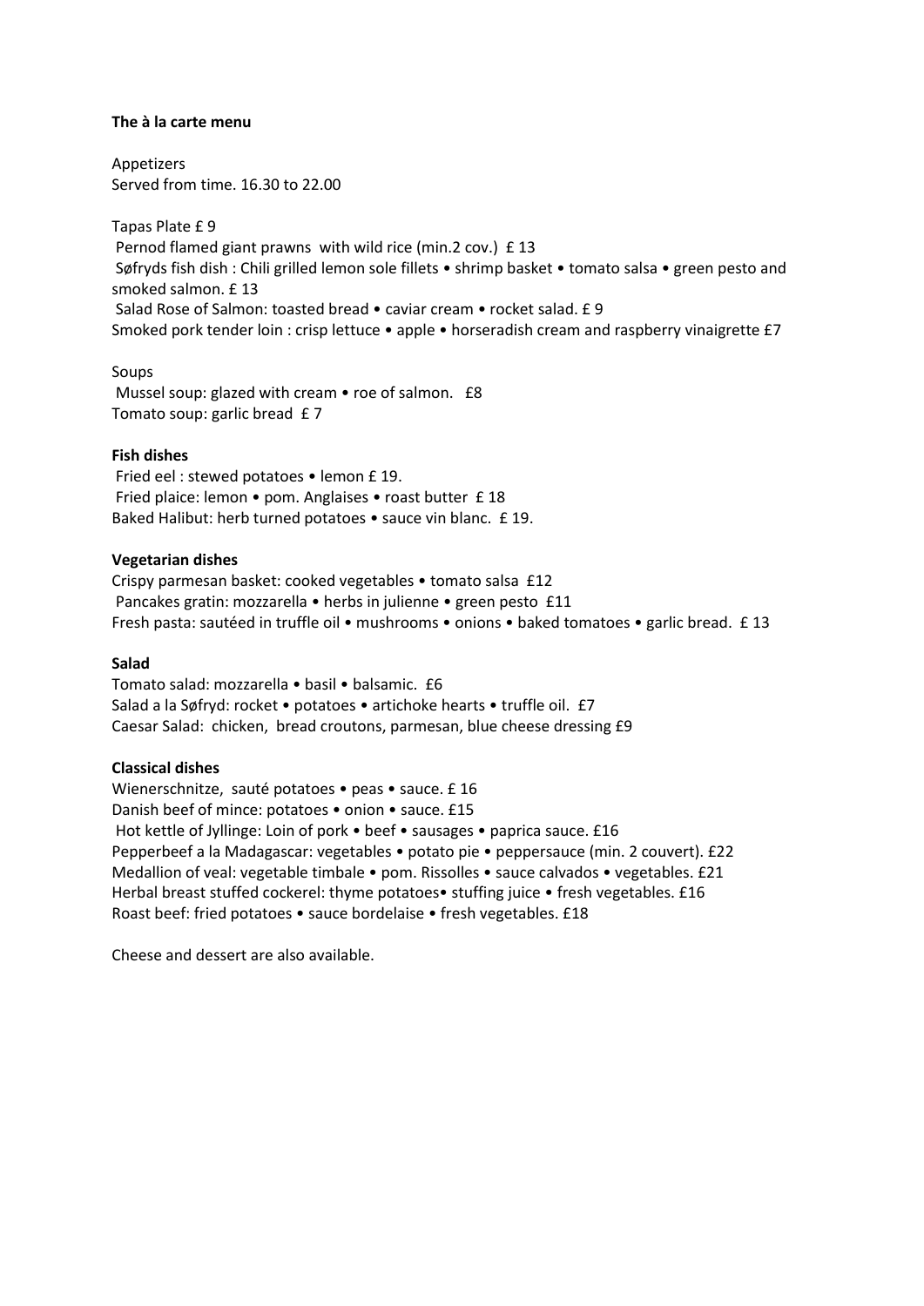**The à la carte menu**

Appetizers
Served from time. 16.30 to 22.00

Tapas Plate £ 9
Pernod flamed giant prawns with wild rice (min.2 cov.) £ 13
Søfryds fish dish : Chili grilled lemon sole fillets • shrimp basket • tomato salsa • green pesto and smoked salmon. £ 13
Salad Rose of Salmon: toasted bread • caviar cream • rocket salad. £ 9
Smoked pork tender loin : crisp lettuce • apple • horseradish cream and raspberry vinaigrette £7

Soups
Mussel soup: glazed with cream • roe of salmon. £8
Tomato soup: garlic bread £ 7

**Fish dishes**
Fried eel : stewed potatoes • lemon £ 19.
Fried plaice: lemon • pom. Anglaises • roast butter £ 18
Baked Halibut: herb turned potatoes • sauce vin blanc. £ 19.

**Vegetarian dishes**
Crispy parmesan basket: cooked vegetables • tomato salsa £12
Pancakes gratin: mozzarella • herbs in julienne • green pesto £11
Fresh pasta: sautéed in truffle oil • mushrooms • onions • baked tomatoes • garlic bread. £ 13

**Salad**
Tomato salad: mozzarella • basil • balsamic. £6
Salad a la Søfryd: rocket • potatoes • artichoke hearts • truffle oil. £7
Caesar Salad: chicken, bread croutons, parmesan, blue cheese dressing £9

**Classical dishes**
Wienerschnitze, sauté potatoes • peas • sauce. £ 16
Danish beef of mince: potatoes • onion • sauce. £15
Hot kettle of Jyllinge: Loin of pork • beef • sausages • paprica sauce. £16
Pepperbeef a la Madagascar: vegetables • potato pie • peppersauce (min. 2 couvert). £22
Medallion of veal: vegetable timbale • pom. Rissolles • sauce calvados • vegetables. £21
Herbal breast stuffed cockerel: thyme potatoes• stuffing juice • fresh vegetables. £16
Roast beef: fried potatoes • sauce bordelaise • fresh vegetables. £18

Cheese and dessert are also available.